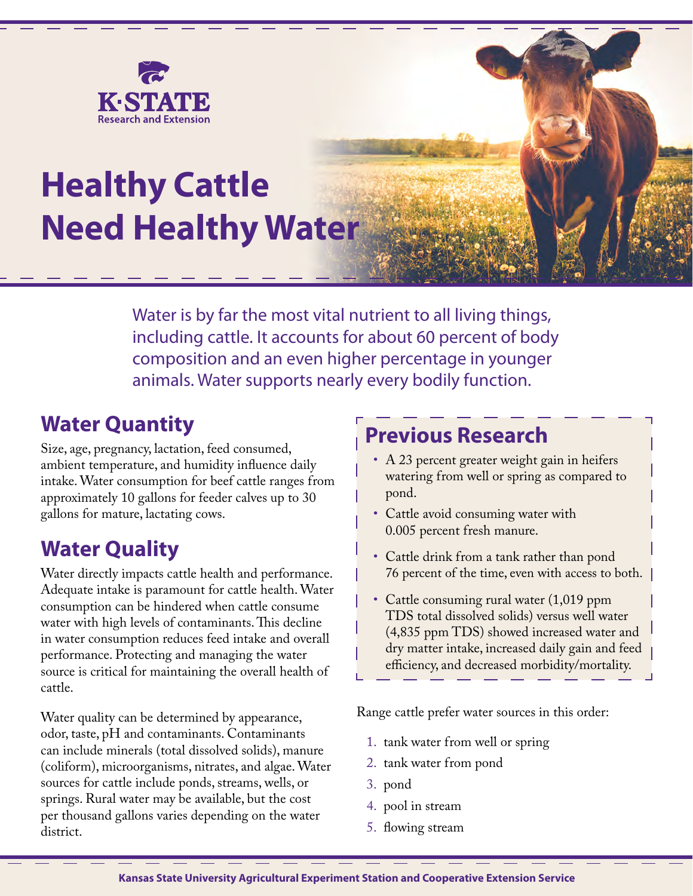# Healthy Cattle Need Healthy Water

Water is by far the most vital nutrient to all living things, including cattle. It accounts for about 60 percent of body composition and an even higher percentage in younger animals. Water supports nearly every bodily function.

## Water Quantity

Size, age, pregnancy, lactation, feed consumed, ambient temperature, and humidity influence daily intake. Water consumption for beef cattle ranges from approximately 10 gallons for feeder calves up to 30 gallons for mature, lactating cows.

## Water Quality

Water directly impacts cattle health and performance. Adequate intake is paramount for cattle health. Water consumption can be hindered when cattle consume water with high levels of contaminants. This decline in water consumption reduces feed intake and overall performance. Protecting and managing the water source is critical for maintaining the overall health of cattle.

Water quality can be determined by appearance, odor, taste, pH and contaminants. Contaminants can include minerals (total dissolved solids), manure (coliform), microorganisms, nitrates, and algae. Water sources for cattle include ponds, streams, wells, or springs. Rural water may be available, but the cost per thousand gallons varies depending on the water district.

## Previous Research

- A 23 percent greater weight gain in heifers watering from well or spring as compared to pond.
- Cattle avoid consuming water with 0.005 percent fresh manure.
- Cattle drink from a tank rather than pond 76 percent of the time, even with access to both.
- Cattle consuming rural water (1,019 ppm TDS total dissolved solids) versus well water (4,835 ppm TDS) showed increased water and dry matter intake, increased daily gain and feed efficiency, and decreased morbidity/mortality.

Range cattle prefer water sources in this order:

1. tank water from well or spring
2. tank water from pond
3. pond
4. pool in stream
5. flowing stream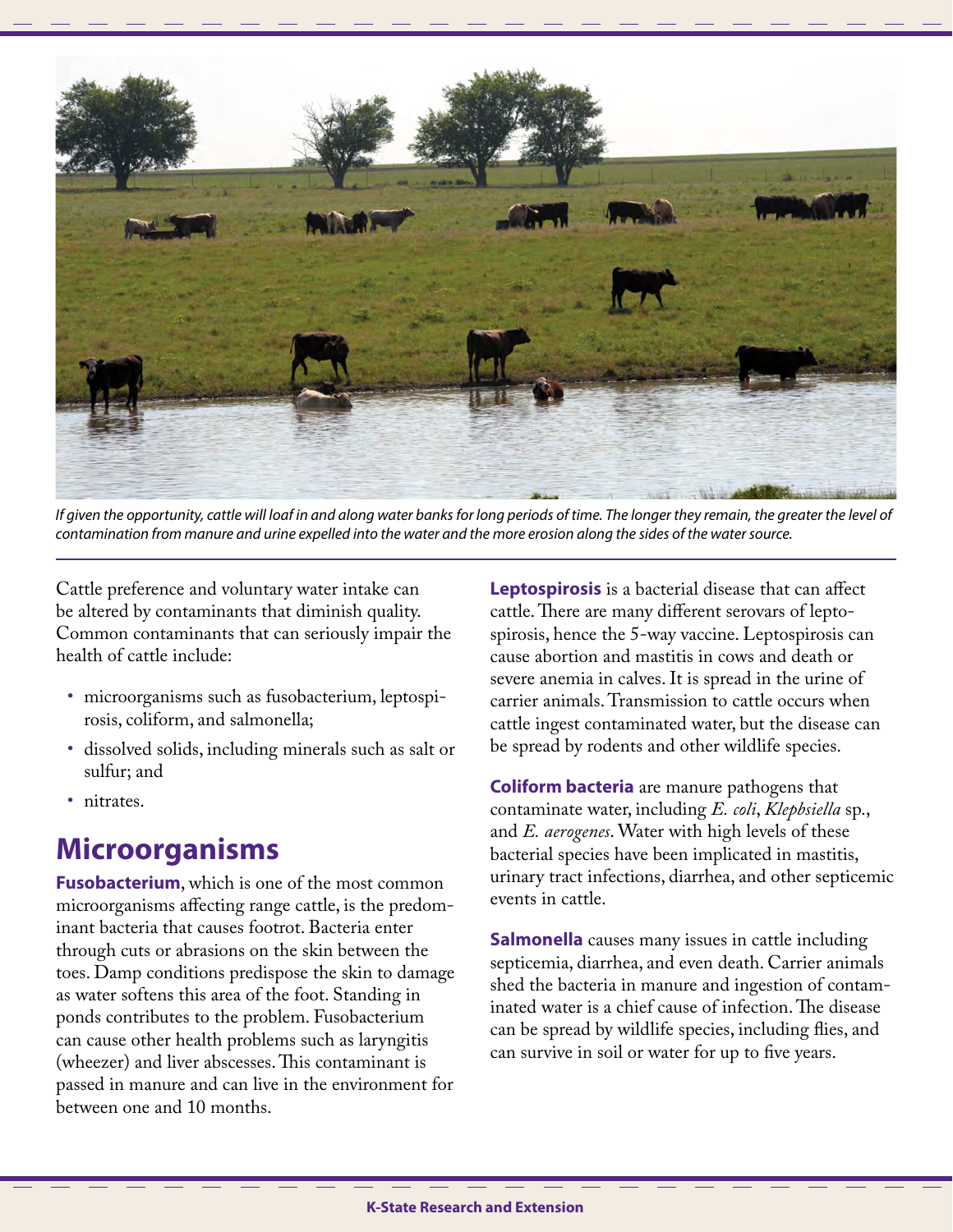*If given the opportunity, cattle will loaf in and along water banks for long periods of time. The longer they remain, the greater the level of contamination from manure and urine expelled into the water and the more erosion along the sides of the water source.*

Cattle preference and voluntary water intake can be altered by contaminants that diminish quality. Common contaminants that can seriously impair the health of cattle include:

- microorganisms such as fusobacterium, leptospirosis, coliform, and salmonella;
- dissolved solids, including minerals such as salt or sulfur; and
- nitrates.

## Microorganisms

**Fusobacterium**, which is one of the most common microorganisms affecting range cattle, is the predominant bacteria that causes footrot. Bacteria enter through cuts or abrasions on the skin between the toes. Damp conditions predispose the skin to damage as water softens this area of the foot. Standing in ponds contributes to the problem. Fusobacterium can cause other health problems such as laryngitis (wheezer) and liver abscesses. This contaminant is passed in manure and can live in the environment for between one and 10 months.

**Leptospirosis** is a bacterial disease that can affect cattle. There are many different serovars of leptospirosis, hence the 5-way vaccine. Leptospirosis can cause abortion and mastitis in cows and death or severe anemia in calves. It is spread in the urine of carrier animals. Transmission to cattle occurs when cattle ingest contaminated water, but the disease can be spread by rodents and other wildlife species.

**Coliform bacteria** are manure pathogens that contaminate water, including *E. coli*, *Klepbsiella* sp., and *E. aerogenes*. Water with high levels of these bacterial species have been implicated in mastitis, urinary tract infections, diarrhea, and other septicemic events in cattle.

**Salmonella** causes many issues in cattle including septicemia, diarrhea, and even death. Carrier animals shed the bacteria in manure and ingestion of contaminated water is a chief cause of infection. The disease can be spread by wildlife species, including flies, and can survive in soil or water for up to five years.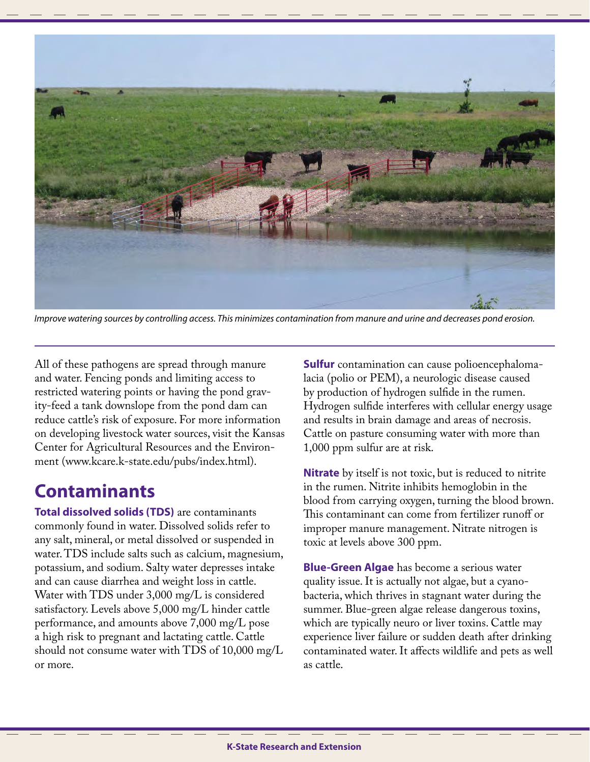*Improve watering sources by controlling access. This minimizes contamination from manure and urine and decreases pond erosion.*

All of these pathogens are spread through manure and water. Fencing ponds and limiting access to restricted watering points or having the pond gravity-feed a tank downslope from the pond dam can reduce cattle's risk of exposure. For more information on developing livestock water sources, visit the Kansas Center for Agricultural Resources and the Environment (www.kcare.k-state.edu/pubs/index.html).

## Contaminants

**Total dissolved solids (TDS)** are contaminants commonly found in water. Dissolved solids refer to any salt, mineral, or metal dissolved or suspended in water. TDS include salts such as calcium, magnesium, potassium, and sodium. Salty water depresses intake and can cause diarrhea and weight loss in cattle. Water with TDS under 3,000 mg/L is considered satisfactory. Levels above 5,000 mg/L hinder cattle performance, and amounts above 7,000 mg/L pose a high risk to pregnant and lactating cattle. Cattle should not consume water with TDS of 10,000 mg/L or more.

**Sulfur** contamination can cause polioencephalomalacia (polio or PEM), a neurologic disease caused by production of hydrogen sulfide in the rumen. Hydrogen sulfide interferes with cellular energy usage and results in brain damage and areas of necrosis. Cattle on pasture consuming water with more than 1,000 ppm sulfur are at risk.

**Nitrate** by itself is not toxic, but is reduced to nitrite in the rumen. Nitrite inhibits hemoglobin in the blood from carrying oxygen, turning the blood brown. This contaminant can come from fertilizer runoff or improper manure management. Nitrate nitrogen is toxic at levels above 300 ppm.

**Blue-Green Algae** has become a serious water quality issue. It is actually not algae, but a cyanobacteria, which thrives in stagnant water during the summer. Blue-green algae release dangerous toxins, which are typically neuro or liver toxins. Cattle may experience liver failure or sudden death after drinking contaminated water. It affects wildlife and pets as well as cattle.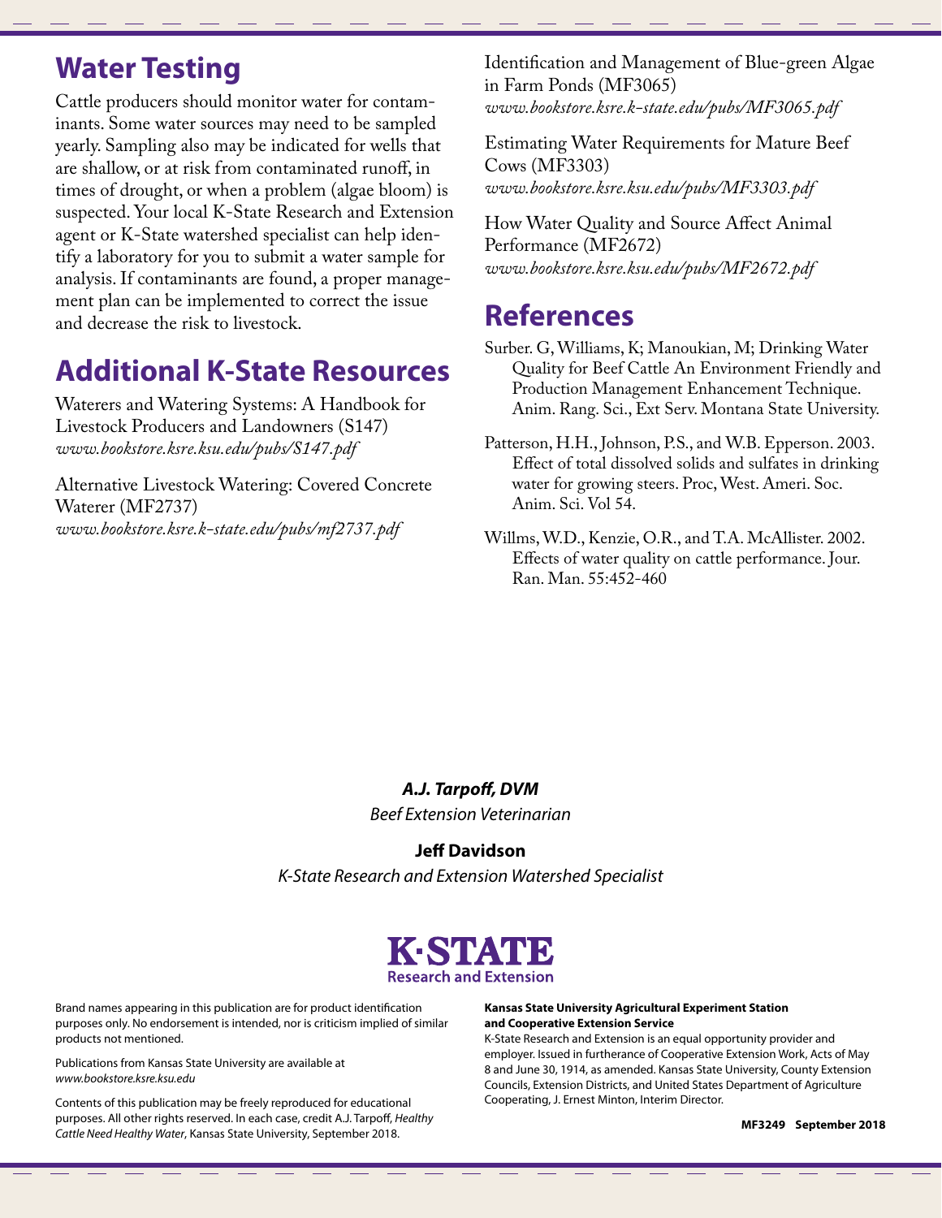## Water Testing

Cattle producers should monitor water for contaminants. Some water sources may need to be sampled yearly. Sampling also may be indicated for wells that are shallow, or at risk from contaminated runoff, in times of drought, or when a problem (algae bloom) is suspected. Your local K-State Research and Extension agent or K-State watershed specialist can help identify a laboratory for you to submit a water sample for analysis. If contaminants are found, a proper management plan can be implemented to correct the issue and decrease the risk to livestock.

## Additional K-State Resources

Waterers and Watering Systems: A Handbook for Livestock Producers and Landowners (S147)
*www.bookstore.ksre.ksu.edu/pubs/S147.pdf*

Alternative Livestock Watering: Covered Concrete Waterer (MF2737)
*www.bookstore.ksre.k-state.edu/pubs/mf2737.pdf*

Identification and Management of Blue-green Algae in Farm Ponds (MF3065)
*www.bookstore.ksre.k-state.edu/pubs/MF3065.pdf*

Estimating Water Requirements for Mature Beef Cows (MF3303)
*www.bookstore.ksre.ksu.edu/pubs/MF3303.pdf*

How Water Quality and Source Affect Animal Performance (MF2672)
*www.bookstore.ksre.ksu.edu/pubs/MF2672.pdf*

## References

Surber. G, Williams, K; Manoukian, M; Drinking Water Quality for Beef Cattle An Environment Friendly and Production Management Enhancement Technique. Anim. Rang. Sci., Ext Serv. Montana State University.

Patterson, H.H., Johnson, P.S., and W.B. Epperson. 2003. Effect of total dissolved solids and sulfates in drinking water for growing steers. Proc, West. Ameri. Soc. Anim. Sci. Vol 54.

Willms, W.D., Kenzie, O.R., and T.A. McAllister. 2002. Effects of water quality on cattle performance. Jour. Ran. Man. 55:452-460

***A.J. Tarpoff, DVM***
*Beef Extension Veterinarian*

**Jeff Davidson**
*K-State Research and Extension Watershed Specialist*

K·STATE
Research and Extension

Brand names appearing in this publication are for product identification purposes only. No endorsement is intended, nor is criticism implied of similar products not mentioned.

Publications from Kansas State University are available at *www.bookstore.ksre.ksu.edu*

Contents of this publication may be freely reproduced for educational purposes. All other rights reserved. In each case, credit A.J. Tarpoff, *Healthy Cattle Need Healthy Water*, Kansas State University, September 2018.

**Kansas State University Agricultural Experiment Station and Cooperative Extension Service**

K-State Research and Extension is an equal opportunity provider and employer. Issued in furtherance of Cooperative Extension Work, Acts of May 8 and June 30, 1914, as amended. Kansas State University, County Extension Councils, Extension Districts, and United States Department of Agriculture Cooperating, J. Ernest Minton, Interim Director.

**MF3249 September 2018**